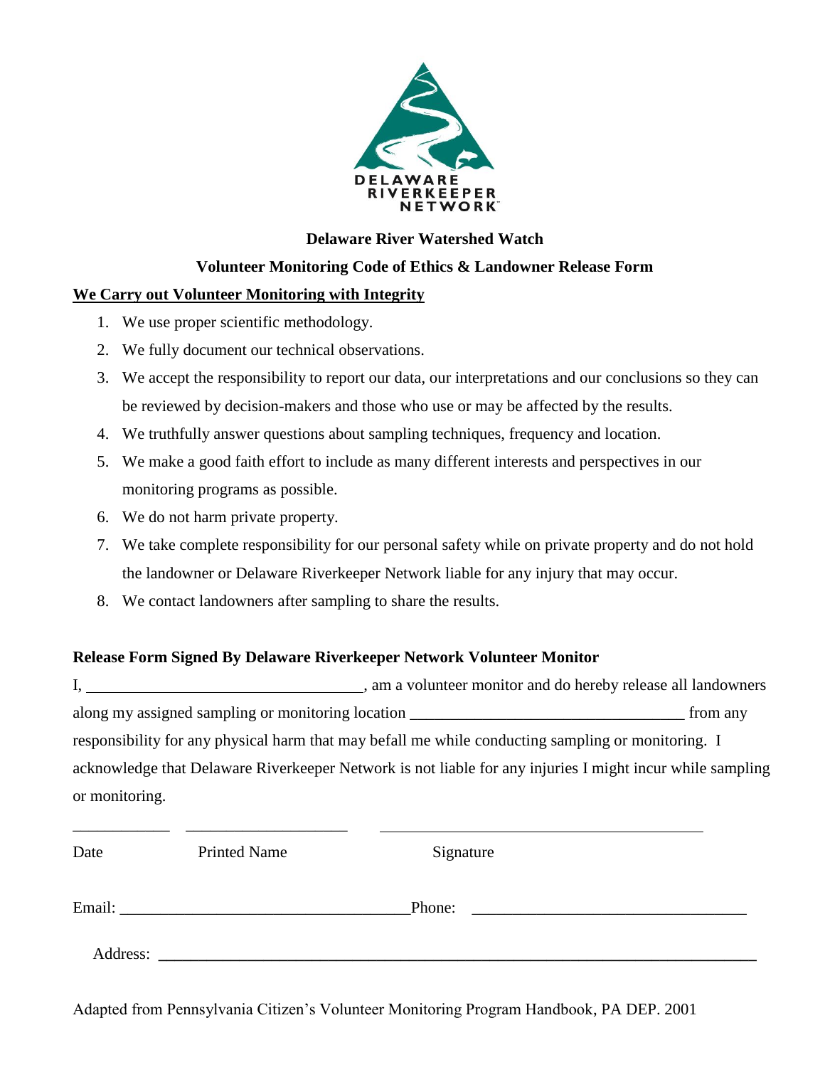DELAWARE RIVERKEEPER NETWORK

**Delaware River Watershed Watch**

**Volunteer Monitoring Code of Ethics & Landowner Release Form**

**<u>We Carry out Volunteer Monitoring with Integrity</u>**

1. We use proper scientific methodology.
2. We fully document our technical observations.
3. We accept the responsibility to report our data, our interpretations and our conclusions so they can be reviewed by decision-makers and those who use or may be affected by the results.
4. We truthfully answer questions about sampling techniques, frequency and location.
5. We make a good faith effort to include as many different interests and perspectives in our monitoring programs as possible.
6. We do not harm private property.
7. We take complete responsibility for our personal safety while on private property and do not hold the landowner or Delaware Riverkeeper Network liable for any injury that may occur.
8. We contact landowners after sampling to share the results.

**Release Form Signed By Delaware Riverkeeper Network Volunteer Monitor**

I, ________________________________, am a volunteer monitor and do hereby release all landowners along my assigned sampling or monitoring location ________________________________ from any responsibility for any physical harm that may befall me while conducting sampling or monitoring. I acknowledge that Delaware Riverkeeper Network is not liable for any injuries I might incur while sampling or monitoring.

____________ ____________________ ________________________________________

Date Printed Name Signature

Email: ________________________________ Phone: ________________________________

Address: ________________________________________________________________

Adapted from Pennsylvania Citizen's Volunteer Monitoring Program Handbook, PA DEP. 2001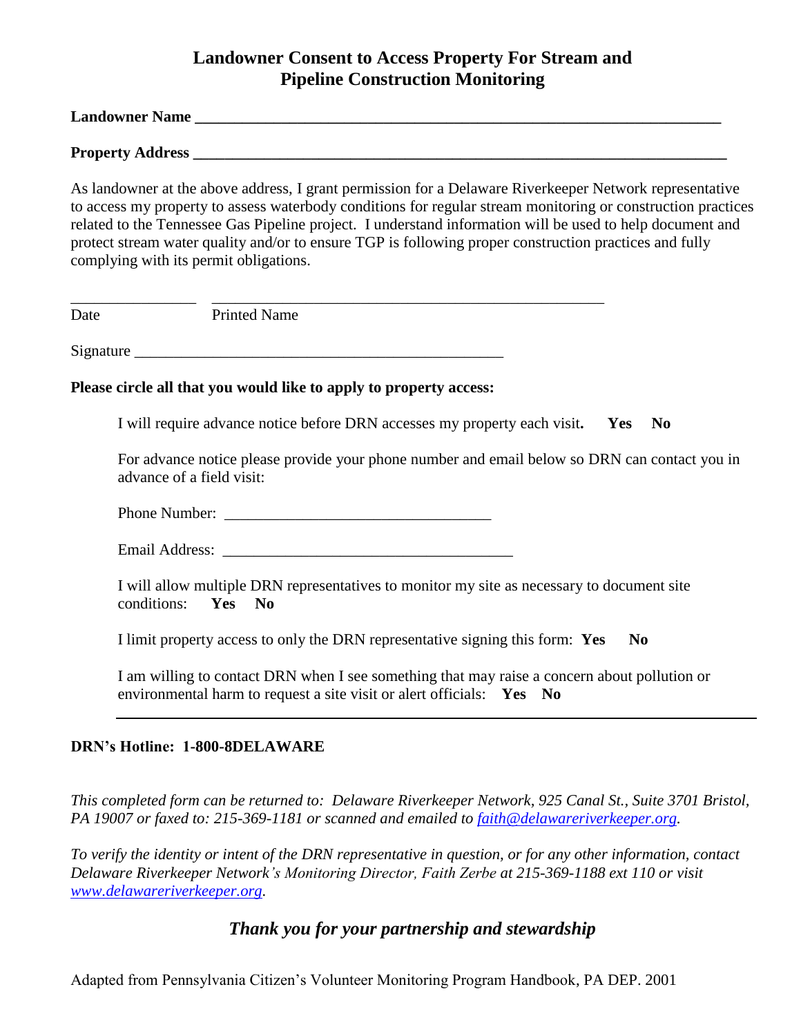# Landowner Consent to Access Property For Stream and Pipeline Construction Monitoring

**Landowner Name** ___________________________________________________________________

**Property Address** __________________________________________________________________

As landowner at the above address, I grant permission for a Delaware Riverkeeper Network representative to access my property to assess waterbody conditions for regular stream monitoring or construction practices related to the Tennessee Gas Pipeline project. I understand information will be used to help document and protect stream water quality and/or to ensure TGP is following proper construction practices and fully complying with its permit obligations.

________________ ____________________________________________________

Date Printed Name

Signature ________________________________________________

**Please circle all that you would like to apply to property access:**

I will require advance notice before DRN accesses my property each visit**.** **Yes** **No**

For advance notice please provide your phone number and email below so DRN can contact you in advance of a field visit:

Phone Number: __________________________________

Email Address: ____________________________________

I will allow multiple DRN representatives to monitor my site as necessary to document site conditions: **Yes** **No**

I limit property access to only the DRN representative signing this form: **Yes** **No**

I am willing to contact DRN when I see something that may raise a concern about pollution or environmental harm to request a site visit or alert officials: **Yes** **No**

---

**DRN's Hotline: 1-800-8DELAWARE**

*This completed form can be returned to: Delaware Riverkeeper Network, 925 Canal St., Suite 3701 Bristol, PA 19007 or faxed to: 215-369-1181 or scanned and emailed to [faith@delawareriverkeeper.org](mailto:faith@delawareriverkeeper.org).*

*To verify the identity or intent of the DRN representative in question, or for any other information, contact Delaware Riverkeeper Network's Monitoring Director, Faith Zerbe at 215-369-1188 ext 110 or visit [www.delawareriverkeeper.org](http://www.delawareriverkeeper.org).*

***Thank you for your partnership and stewardship***

Adapted from Pennsylvania Citizen's Volunteer Monitoring Program Handbook, PA DEP. 2001